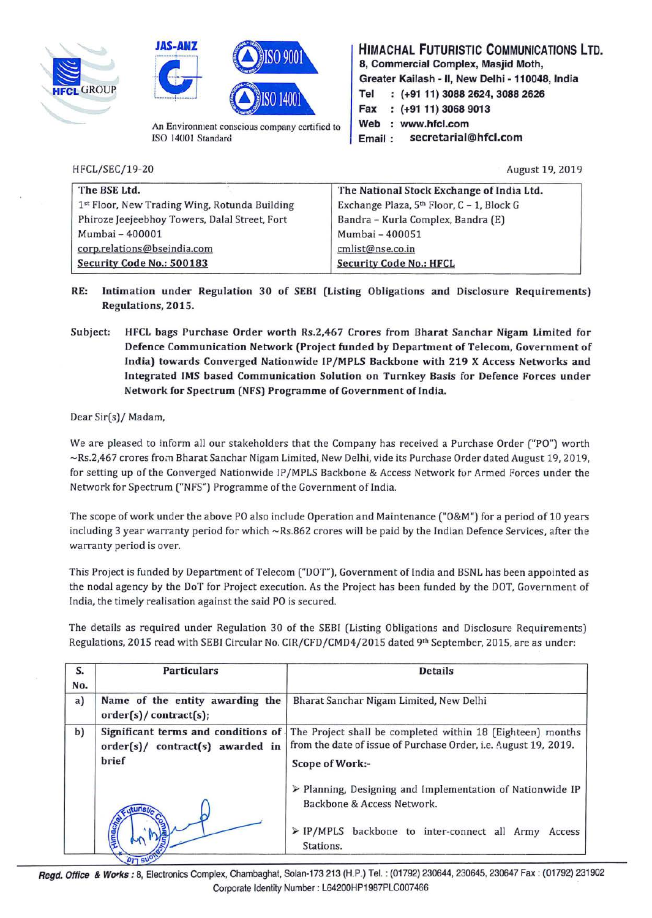**HIMACHAL FUTURISTIC COMMUNICATIONS LTD.**
8, Commercial Complex, Masjid Moth,
Greater Kailash - II, New Delhi - 110048, India
Tel : (+91 11) 3088 2624, 3088 2626
Fax : (+91 11) 3068 9013
Web : www.hfcl.com
Email : secretarial@hfcl.com

An Environment conscious company certified to ISO 14001 Standard

HFCL/SEC/19-20

August 19, 2019

| The BSE Ltd. | The National Stock Exchange of India Ltd. |
|---|---|
| 1st Floor, New Trading Wing, Rotunda Building | Exchange Plaza, 5th Floor, C – 1, Block G |
| Phiroze Jeejeebhoy Towers, Dalal Street, Fort | Bandra – Kurla Complex, Bandra (E) |
| Mumbai – 400001 | Mumbai – 400051 |
| corp.relations@bseindia.com | cmlist@nse.co.in |
| **Security Code No.: 500183** | **Security Code No.: HFCL** |

**RE: Intimation under Regulation 30 of SEBI (Listing Obligations and Disclosure Requirements) Regulations, 2015.**

**Subject: HFCL bags Purchase Order worth Rs.2,467 Crores from Bharat Sanchar Nigam Limited for Defence Communication Network (Project funded by Department of Telecom, Government of India) towards Converged Nationwide IP/MPLS Backbone with 219 X Access Networks and Integrated IMS based Communication Solution on Turnkey Basis for Defence Forces under Network for Spectrum (NFS) Programme of Government of India.**

Dear Sir(s)/ Madam,

We are pleased to inform all our stakeholders that the Company has received a Purchase Order ("PO") worth ~Rs.2,467 crores from Bharat Sanchar Nigam Limited, New Delhi, vide its Purchase Order dated August 19, 2019, for setting up of the Converged Nationwide IP/MPLS Backbone & Access Network for Armed Forces under the Network for Spectrum ("NFS") Programme of the Government of India.

The scope of work under the above PO also include Operation and Maintenance ("O&M") for a period of 10 years including 3 year warranty period for which ~Rs.862 crores will be paid by the Indian Defence Services, after the warranty period is over.

This Project is funded by Department of Telecom ("DOT"), Government of India and BSNL has been appointed as the nodal agency by the DoT for Project execution. As the Project has been funded by the DOT, Government of India, the timely realisation against the said PO is secured.

The details as required under Regulation 30 of the SEBI (Listing Obligations and Disclosure Requirements) Regulations, 2015 read with SEBI Circular No. CIR/CFD/CMD4/2015 dated 9th September, 2015, are as under:

| S. No. | Particulars | Details |
|---|---|---|
| a) | Name of the entity awarding the order(s)/ contract(s); | Bharat Sanchar Nigam Limited, New Delhi |
| b) | Significant terms and conditions of order(s)/ contract(s) awarded in brief | The Project shall be completed within 18 (Eighteen) months from the date of issue of Purchase Order, i.e. August 19, 2019.<br><br>Scope of Work:-<br><br>➢ Planning, Designing and Implementation of Nationwide IP Backbone & Access Network.<br><br>➢ IP/MPLS backbone to inter-connect all Army Access Stations. |

Regd. Office & Works : 8, Electronics Complex, Chambaghat, Solan-173 213 (H.P.) Tel. : (01792) 230644, 230645, 230647 Fax : (01792) 231902
Corporate Identity Number : L64200HP1987PLC007466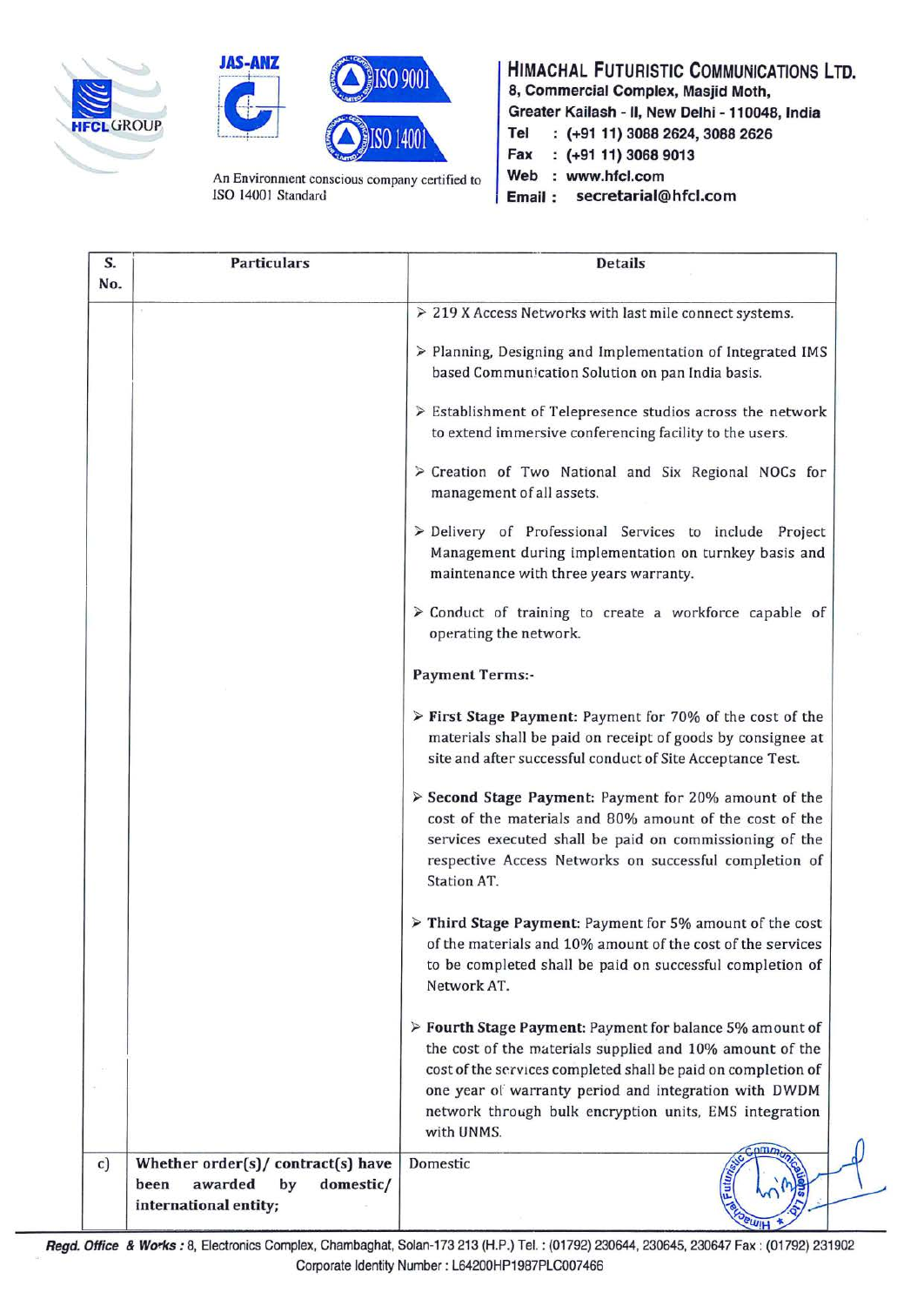HIMACHAL FUTURISTIC COMMUNICATIONS LTD.
8, Commercial Complex, Masjid Moth,
Greater Kailash - II, New Delhi - 110048, India
Tel : (+91 11) 3088 2624, 3088 2626
Fax : (+91 11) 3068 9013
Web : www.hfcl.com
Email : secretarial@hfcl.com

An Environment conscious company certified to ISO 14001 Standard

| S. No. | Particulars | Details |
|---|---|---|
| | | ➢ 219 X Access Networks with last mile connect systems.<br>➢ Planning, Designing and Implementation of Integrated IMS based Communication Solution on pan India basis.<br>➢ Establishment of Telepresence studios across the network to extend immersive conferencing facility to the users.<br>➢ Creation of Two National and Six Regional NOCs for management of all assets.<br>➢ Delivery of Professional Services to include Project Management during implementation on turnkey basis and maintenance with three years warranty.<br>➢ Conduct of training to create a workforce capable of operating the network.<br>**Payment Terms:-**<br>➢ **First Stage Payment:** Payment for 70% of the cost of the materials shall be paid on receipt of goods by consignee at site and after successful conduct of Site Acceptance Test.<br>➢ **Second Stage Payment:** Payment for 20% amount of the cost of the materials and 80% amount of the cost of the services executed shall be paid on commissioning of the respective Access Networks on successful completion of Station AT.<br>➢ **Third Stage Payment:** Payment for 5% amount of the cost of the materials and 10% amount of the cost of the services to be completed shall be paid on successful completion of Network AT.<br>➢ **Fourth Stage Payment:** Payment for balance 5% amount of the cost of the materials supplied and 10% amount of the cost of the services completed shall be paid on completion of one year of warranty period and integration with DWDM network through bulk encryption units, EMS integration with UNMS. |
| c) | **Whether order(s)/ contract(s) have been awarded by domestic/ international entity;** | Domestic |

**Regd. Office & Works :** 8, Electronics Complex, Chambaghat, Solan-173 213 (H.P.) Tel. : (01792) 230644, 230645, 230647 Fax : (01792) 231902
Corporate Identity Number : L64200HP1987PLC007466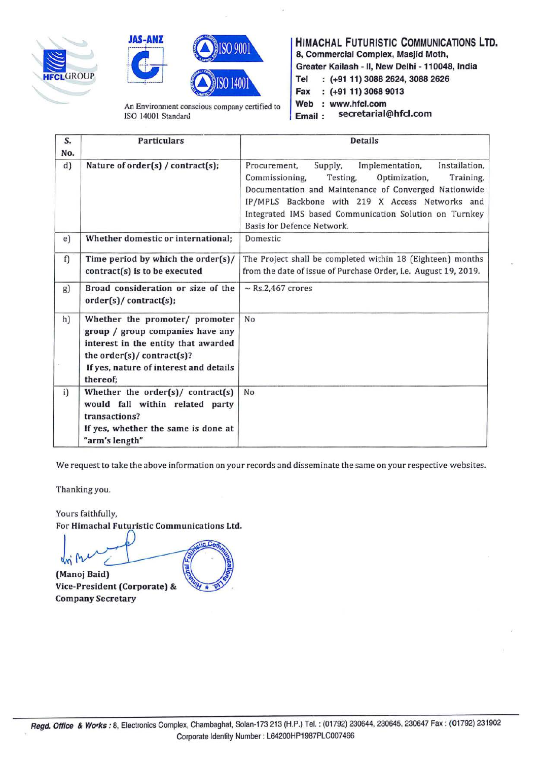**HIMACHAL FUTURISTIC COMMUNICATIONS LTD.**
8, Commercial Complex, Masjid Moth,
Greater Kailash - II, New Delhi - 110048, India
Tel : (+91 11) 3088 2624, 3088 2626
Fax : (+91 11) 3068 9013
Web : www.hfcl.com
Email : secretarial@hfcl.com

An Environment conscious company certified to ISO 14001 Standard

| S. No. | Particulars | Details |
|---|---|---|
| d) | Nature of order(s) / contract(s); | Procurement, Supply, Implementation, Installation, Commissioning, Testing, Optimization, Training, Documentation and Maintenance of Converged Nationwide IP/MPLS Backbone with 219 X Access Networks and Integrated IMS based Communication Solution on Turnkey Basis for Defence Network. |
| e) | Whether domestic or international; | Domestic |
| f) | Time period by which the order(s)/ contract(s) is to be executed | The Project shall be completed within 18 (Eighteen) months from the date of issue of Purchase Order, i.e. August 19, 2019. |
| g) | Broad consideration or size of the order(s)/ contract(s); | ~ Rs.2,467 crores |
| h) | Whether the promoter/ promoter group / group companies have any interest in the entity that awarded the order(s)/ contract(s)? If yes, nature of interest and details thereof; | No |
| i) | Whether the order(s)/ contract(s) would fall within related party transactions? If yes, whether the same is done at "arm's length" | No |

We request to take the above information on your records and disseminate the same on your respective websites.

Thanking you.

Yours faithfully,
For **Himachal Futuristic Communications Ltd.**

**(Manoj Baid)**
**Vice-President (Corporate) &**
**Company Secretary**

***Regd. Office & Works :*** 8, Electronics Complex, Chambaghat, Solan-173 213 (H.P.) Tel. : (01792) 230644, 230645, 230647 Fax : (01792) 231902
Corporate Identity Number : L64200HP1987PLC007466